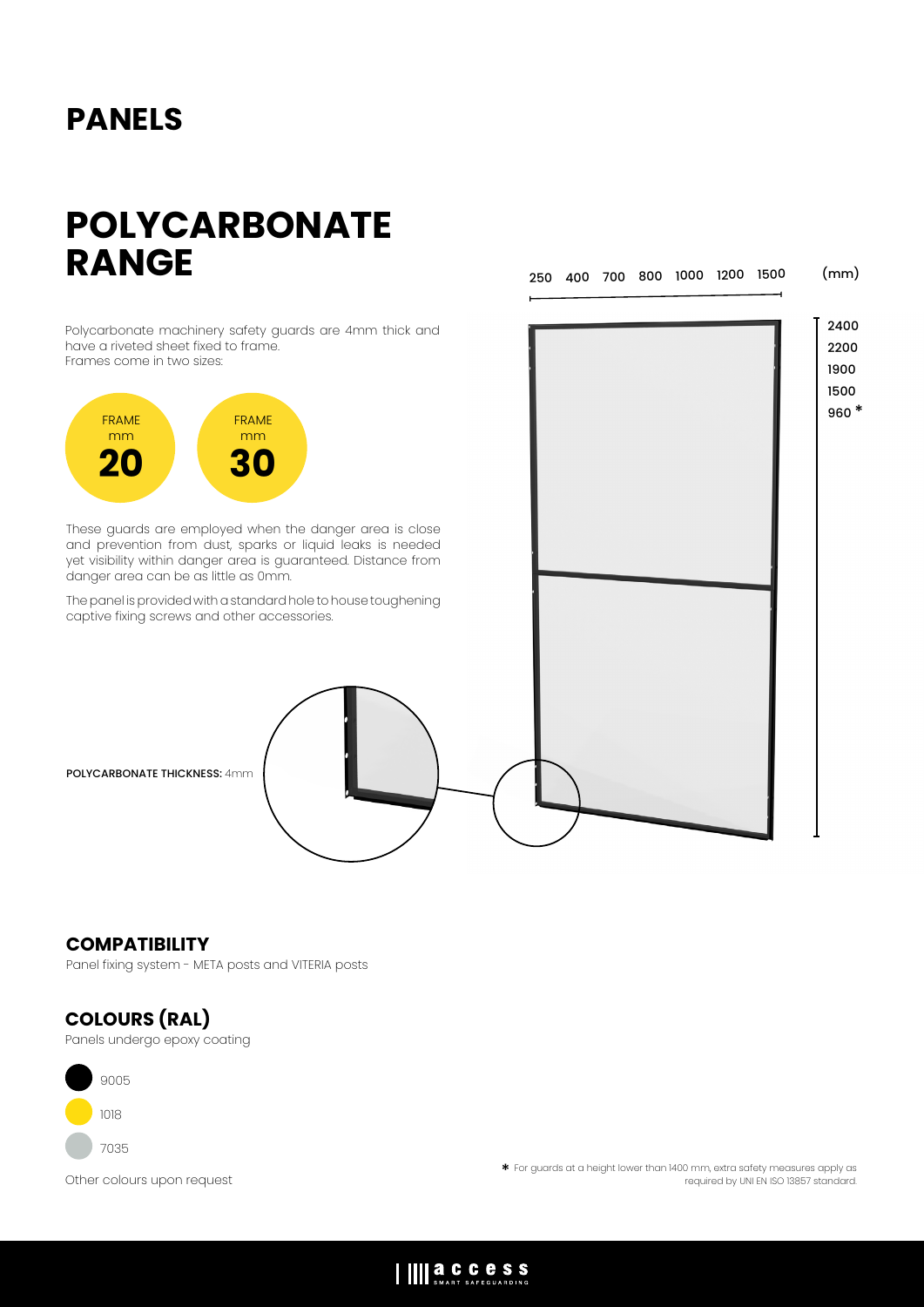# PANELS

# POLYCARBONATE RANGE

Polycarbonate machinery safety guards are 4mm thick and have a riveted sheet fixed to frame.
Frames come in two sizes:

FRAME mm **20**

FRAME mm **30**

These guards are employed when the danger area is close and prevention from dust, sparks or liquid leaks is needed yet visibility within danger area is guaranteed. Distance from danger area can be as little as 0mm.

The panel is provided with a standard hole to house toughening captive fixing screws and other accessories.

**POLYCARBONATE THICKNESS:** 4mm

250 400 700 800 1000 1200 1500 (mm)

2400
2200
1900
1500
960 *

## COMPATIBILITY

Panel fixing system - META posts and VITERIA posts

## COLOURS (RAL)

Panels undergo epoxy coating

- 9005
- 1018
- 7035

Other colours upon request

* For guards at a height lower than 1400 mm, extra safety measures apply as required by UNI EN ISO 13857 standard.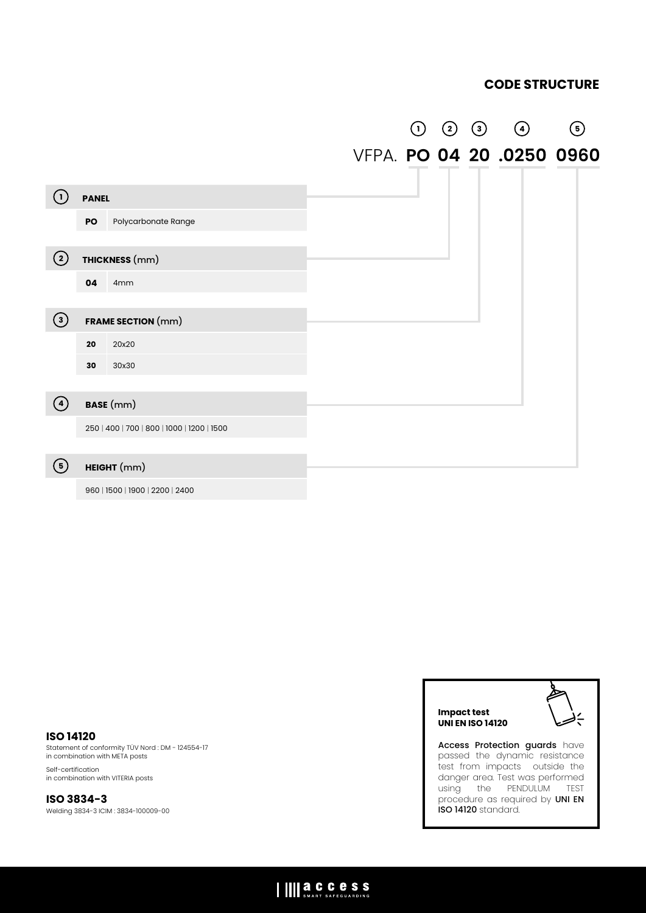## CODE STRUCTURE

VFPA. **PO 04 20 .0250 0960**

(1) PO — (2) 04 — (3) 20 — (4) .0250 — (5) 0960

**(1) PANEL**

| | |
|---|---|
| **PO** | Polycarbonate Range |

**(2) THICKNESS** (mm)

| | |
|---|---|
| **04** | 4mm |

**(3) FRAME SECTION** (mm)

| | |
|---|---|
| **20** | 20x20 |
| **30** | 30x30 |

**(4) BASE** (mm)

250 | 400 | 700 | 800 | 1000 | 1200 | 1500

**(5) HEIGHT** (mm)

960 | 1500 | 1900 | 2200 | 2400

**ISO 14120**

Statement of conformity TÜV Nord : DM - 124554-17
in combination with META posts

Self-certification
in combination with VITERIA posts

**ISO 3834-3**

Welding 3834-3 ICIM : 3834-100009-00

**Impact test**
**UNI EN ISO 14120**

**Access Protection guards** have passed the dynamic resistance test from impacts outside the danger area. Test was performed using the PENDULUM TEST procedure as required by **UNI EN ISO 14120** standard.